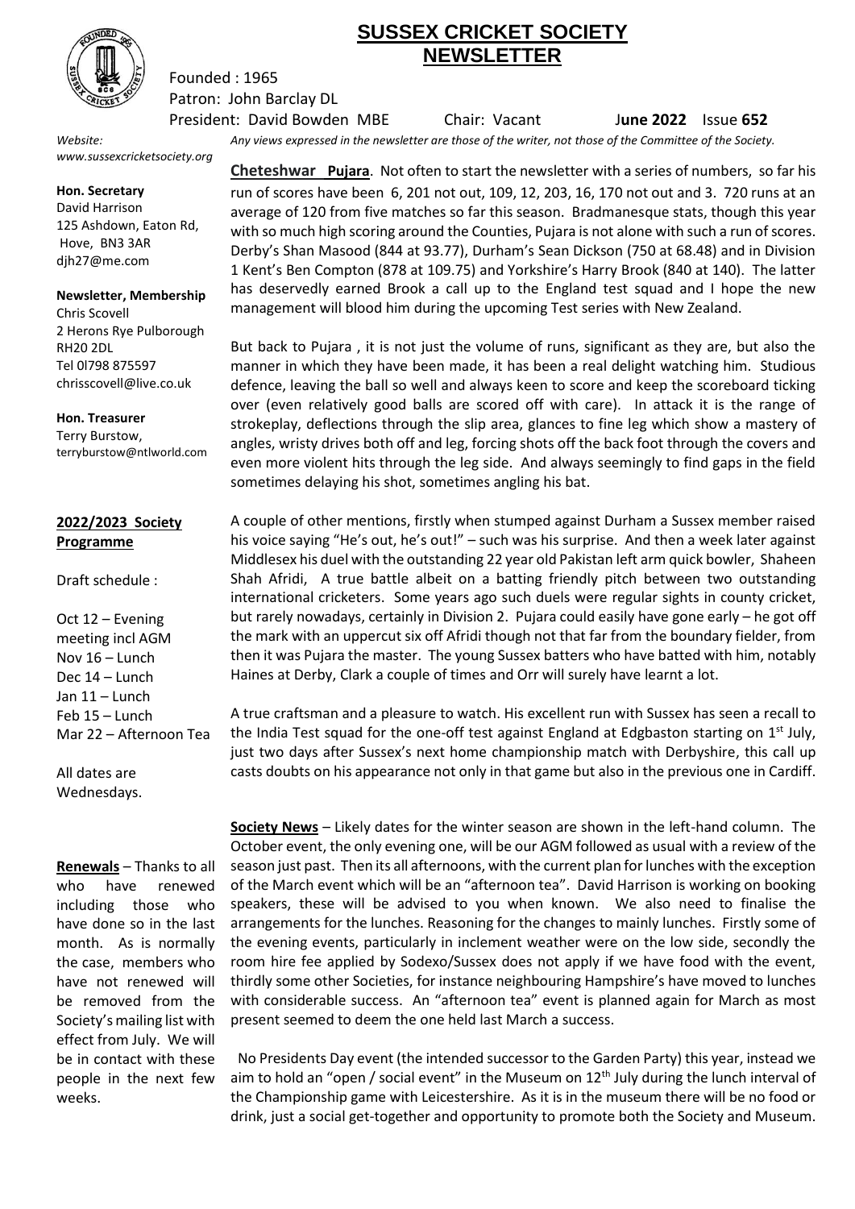# SUSSEX CRICKET SOCIETY NEWSLETTER

Founded : 1965
Patron: John Barclay DL
President: David Bowden MBE Chair: Vacant **June 2022** Issue **652**

*Website:* *www.sussexcricketsociety.org*

*Any views expressed in the newsletter are those of the writer, not those of the Committee of the Society.*

**Hon. Secretary**
David Harrison
125 Ashdown, Eaton Rd,
Hove, BN3 3AR
djh27@me.com

**Newsletter, Membership**
Chris Scovell
2 Herons Rye Pulborough
RH20 2DL
Tel 0l798 875597
chrisscovell@live.co.uk

**Hon. Treasurer**
Terry Burstow,
terryburstow@ntlworld.com

**2022/2023 Society Programme**

Draft schedule :

Oct 12 – Evening meeting incl AGM
Nov 16 – Lunch
Dec 14 – Lunch
Jan 11 – Lunch
Feb 15 – Lunch
Mar 22 – Afternoon Tea

All dates are Wednesdays.

**Renewals** – Thanks to all who have renewed including those who have done so in the last month. As is normally the case, members who have not renewed will be removed from the Society's mailing list with effect from July. We will be in contact with these people in the next few weeks.

**Cheteshwar Pujara**. Not often to start the newsletter with a series of numbers, so far his run of scores have been 6, 201 not out, 109, 12, 203, 16, 170 not out and 3. 720 runs at an average of 120 from five matches so far this season. Bradmanesque stats, though this year with so much high scoring around the Counties, Pujara is not alone with such a run of scores. Derby's Shan Masood (844 at 93.77), Durham's Sean Dickson (750 at 68.48) and in Division 1 Kent's Ben Compton (878 at 109.75) and Yorkshire's Harry Brook (840 at 140). The latter has deservedly earned Brook a call up to the England test squad and I hope the new management will blood him during the upcoming Test series with New Zealand.

But back to Pujara , it is not just the volume of runs, significant as they are, but also the manner in which they have been made, it has been a real delight watching him. Studious defence, leaving the ball so well and always keen to score and keep the scoreboard ticking over (even relatively good balls are scored off with care). In attack it is the range of strokeplay, deflections through the slip area, glances to fine leg which show a mastery of angles, wristy drives both off and leg, forcing shots off the back foot through the covers and even more violent hits through the leg side. And always seemingly to find gaps in the field sometimes delaying his shot, sometimes angling his bat.

A couple of other mentions, firstly when stumped against Durham a Sussex member raised his voice saying "He's out, he's out!" – such was his surprise. And then a week later against Middlesex his duel with the outstanding 22 year old Pakistan left arm quick bowler, Shaheen Shah Afridi, A true battle albeit on a batting friendly pitch between two outstanding international cricketers. Some years ago such duels were regular sights in county cricket, but rarely nowadays, certainly in Division 2. Pujara could easily have gone early – he got off the mark with an uppercut six off Afridi though not that far from the boundary fielder, from then it was Pujara the master. The young Sussex batters who have batted with him, notably Haines at Derby, Clark a couple of times and Orr will surely have learnt a lot.

A true craftsman and a pleasure to watch. His excellent run with Sussex has seen a recall to the India Test squad for the one-off test against England at Edgbaston starting on 1st July, just two days after Sussex's next home championship match with Derbyshire, this call up casts doubts on his appearance not only in that game but also in the previous one in Cardiff.

**Society News** – Likely dates for the winter season are shown in the left-hand column. The October event, the only evening one, will be our AGM followed as usual with a review of the season just past. Then its all afternoons, with the current plan for lunches with the exception of the March event which will be an "afternoon tea". David Harrison is working on booking speakers, these will be advised to you when known. We also need to finalise the arrangements for the lunches. Reasoning for the changes to mainly lunches. Firstly some of the evening events, particularly in inclement weather were on the low side, secondly the room hire fee applied by Sodexo/Sussex does not apply if we have food with the event, thirdly some other Societies, for instance neighbouring Hampshire's have moved to lunches with considerable success. An "afternoon tea" event is planned again for March as most present seemed to deem the one held last March a success.

No Presidents Day event (the intended successor to the Garden Party) this year, instead we aim to hold an "open / social event" in the Museum on 12th July during the lunch interval of the Championship game with Leicestershire. As it is in the museum there will be no food or drink, just a social get-together and opportunity to promote both the Society and Museum.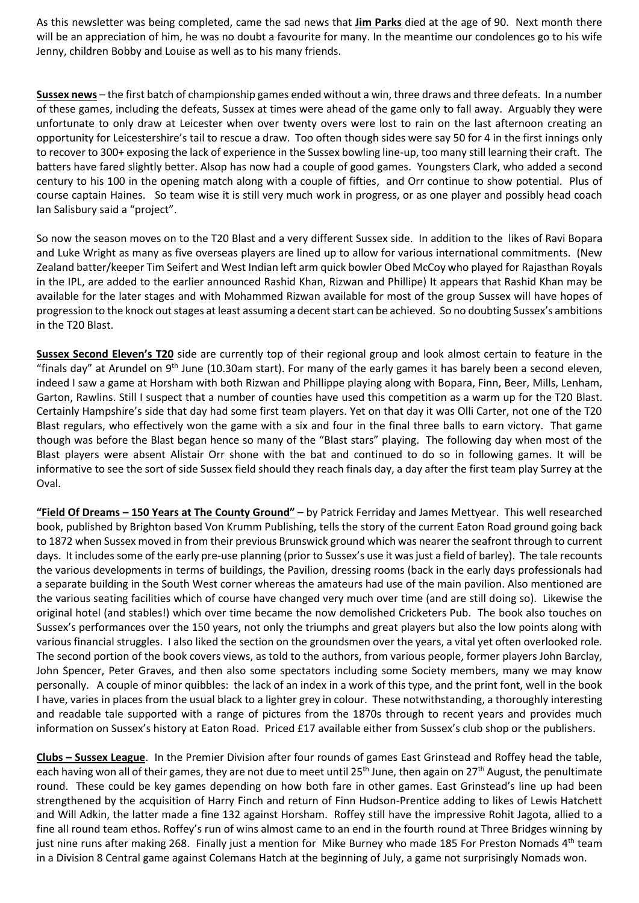As this newsletter was being completed, came the sad news that **Jim Parks** died at the age of 90. Next month there will be an appreciation of him, he was no doubt a favourite for many. In the meantime our condolences go to his wife Jenny, children Bobby and Louise as well as to his many friends.

**Sussex news** – the first batch of championship games ended without a win, three draws and three defeats. In a number of these games, including the defeats, Sussex at times were ahead of the game only to fall away. Arguably they were unfortunate to only draw at Leicester when over twenty overs were lost to rain on the last afternoon creating an opportunity for Leicestershire's tail to rescue a draw. Too often though sides were say 50 for 4 in the first innings only to recover to 300+ exposing the lack of experience in the Sussex bowling line-up, too many still learning their craft. The batters have fared slightly better. Alsop has now had a couple of good games. Youngsters Clark, who added a second century to his 100 in the opening match along with a couple of fifties, and Orr continue to show potential. Plus of course captain Haines. So team wise it is still very much work in progress, or as one player and possibly head coach Ian Salisbury said a "project".

So now the season moves on to the T20 Blast and a very different Sussex side. In addition to the likes of Ravi Bopara and Luke Wright as many as five overseas players are lined up to allow for various international commitments. (New Zealand batter/keeper Tim Seifert and West Indian left arm quick bowler Obed McCoy who played for Rajasthan Royals in the IPL, are added to the earlier announced Rashid Khan, Rizwan and Phillipe) It appears that Rashid Khan may be available for the later stages and with Mohammed Rizwan available for most of the group Sussex will have hopes of progression to the knock out stages at least assuming a decent start can be achieved. So no doubting Sussex's ambitions in the T20 Blast.

**Sussex Second Eleven's T20** side are currently top of their regional group and look almost certain to feature in the "finals day" at Arundel on 9th June (10.30am start). For many of the early games it has barely been a second eleven, indeed I saw a game at Horsham with both Rizwan and Phillippe playing along with Bopara, Finn, Beer, Mills, Lenham, Garton, Rawlins. Still I suspect that a number of counties have used this competition as a warm up for the T20 Blast. Certainly Hampshire's side that day had some first team players. Yet on that day it was Olli Carter, not one of the T20 Blast regulars, who effectively won the game with a six and four in the final three balls to earn victory. That game though was before the Blast began hence so many of the "Blast stars" playing. The following day when most of the Blast players were absent Alistair Orr shone with the bat and continued to do so in following games. It will be informative to see the sort of side Sussex field should they reach finals day, a day after the first team play Surrey at the Oval.

**"Field Of Dreams – 150 Years at The County Ground"** – by Patrick Ferriday and James Mettyear. This well researched book, published by Brighton based Von Krumm Publishing, tells the story of the current Eaton Road ground going back to 1872 when Sussex moved in from their previous Brunswick ground which was nearer the seafront through to current days. It includes some of the early pre-use planning (prior to Sussex's use it was just a field of barley). The tale recounts the various developments in terms of buildings, the Pavilion, dressing rooms (back in the early days professionals had a separate building in the South West corner whereas the amateurs had use of the main pavilion. Also mentioned are the various seating facilities which of course have changed very much over time (and are still doing so). Likewise the original hotel (and stables!) which over time became the now demolished Cricketers Pub. The book also touches on Sussex's performances over the 150 years, not only the triumphs and great players but also the low points along with various financial struggles. I also liked the section on the groundsmen over the years, a vital yet often overlooked role. The second portion of the book covers views, as told to the authors, from various people, former players John Barclay, John Spencer, Peter Graves, and then also some spectators including some Society members, many we may know personally. A couple of minor quibbles: the lack of an index in a work of this type, and the print font, well in the book I have, varies in places from the usual black to a lighter grey in colour. These notwithstanding, a thoroughly interesting and readable tale supported with a range of pictures from the 1870s through to recent years and provides much information on Sussex's history at Eaton Road. Priced £17 available either from Sussex's club shop or the publishers.

**Clubs – Sussex League**. In the Premier Division after four rounds of games East Grinstead and Roffey head the table, each having won all of their games, they are not due to meet until 25th June, then again on 27th August, the penultimate round. These could be key games depending on how both fare in other games. East Grinstead's line up had been strengthened by the acquisition of Harry Finch and return of Finn Hudson-Prentice adding to likes of Lewis Hatchett and Will Adkin, the latter made a fine 132 against Horsham. Roffey still have the impressive Rohit Jagota, allied to a fine all round team ethos. Roffey's run of wins almost came to an end in the fourth round at Three Bridges winning by just nine runs after making 268. Finally just a mention for Mike Burney who made 185 For Preston Nomads 4th team in a Division 8 Central game against Colemans Hatch at the beginning of July, a game not surprisingly Nomads won.